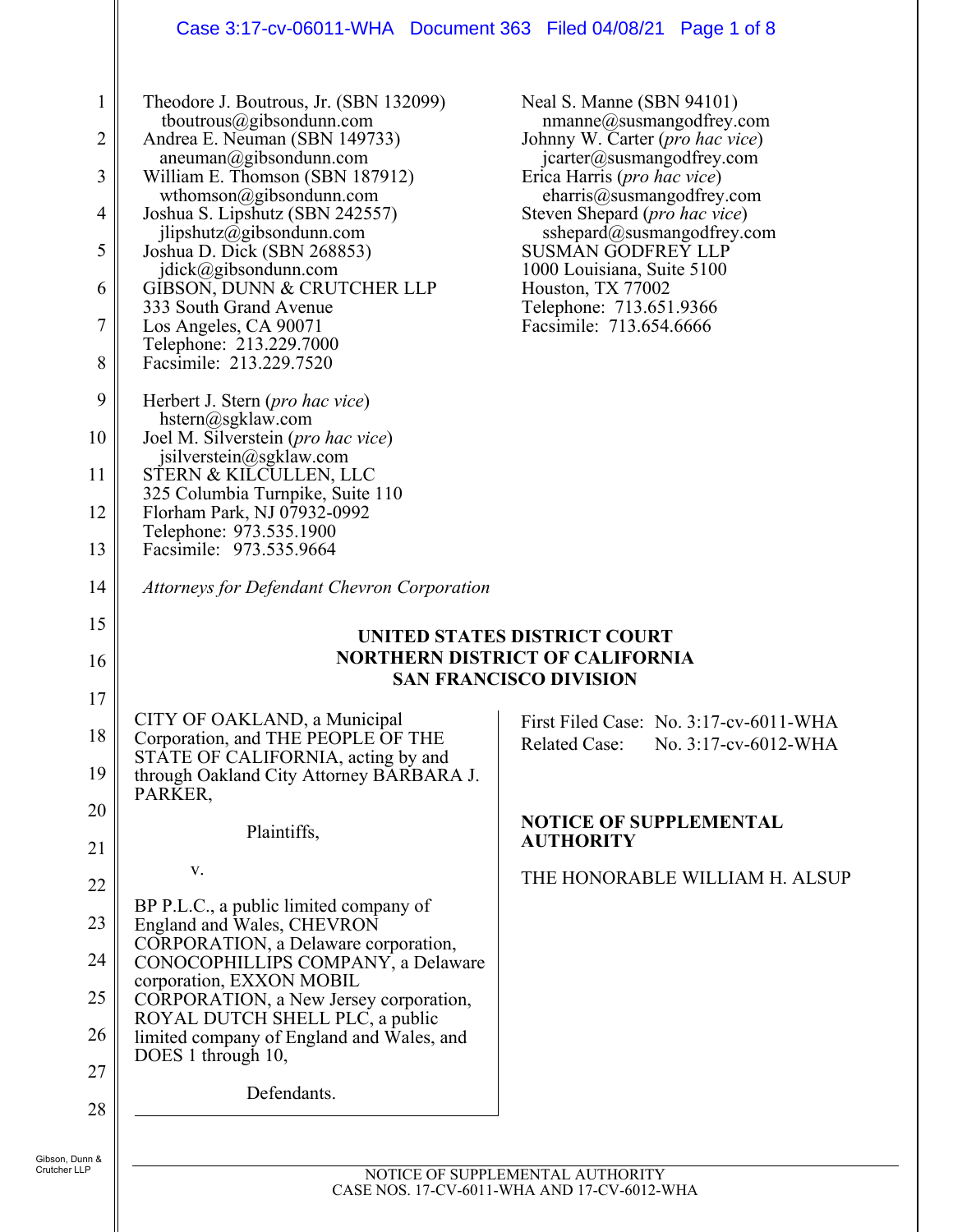Theodore J. Boutrous, Jr. (SBN 132099)
tboutrous@gibsondunn.com
Andrea E. Neuman (SBN 149733)
aneuman@gibsondunn.com
William E. Thomson (SBN 187912)
wthomson@gibsondunn.com
Joshua S. Lipshutz (SBN 242557)
jlipshutz@gibsondunn.com
Joshua D. Dick (SBN 268853)
jdick@gibsondunn.com
GIBSON, DUNN & CRUTCHER LLP
333 South Grand Avenue
Los Angeles, CA 90071
Telephone: 213.229.7000
Facsimile: 213.229.7520

Herbert J. Stern (*pro hac vice*)
hstern@sgklaw.com
Joel M. Silverstein (*pro hac vice*)
jsilverstein@sgklaw.com
STERN & KILCULLEN, LLC
325 Columbia Turnpike, Suite 110
Florham Park, NJ 07932-0992
Telephone: 973.535.1900
Facsimile: 973.535.9664

Neal S. Manne (SBN 94101)
nmanne@susmangodfrey.com
Johnny W. Carter (*pro hac vice*)
jcarter@susmangodfrey.com
Erica Harris (*pro hac vice*)
eharris@susmangodfrey.com
Steven Shepard (*pro hac vice*)
sshepard@susmangodfrey.com
SUSMAN GODFREY LLP
1000 Louisiana, Suite 5100
Houston, TX 77002
Telephone: 713.651.9366
Facsimile: 713.654.6666

*Attorneys for Defendant Chevron Corporation*

**UNITED STATES DISTRICT COURT**
**NORTHERN DISTRICT OF CALIFORNIA**
**SAN FRANCISCO DIVISION**

CITY OF OAKLAND, a Municipal Corporation, and THE PEOPLE OF THE STATE OF CALIFORNIA, acting by and through Oakland City Attorney BARBARA J. PARKER,

Plaintiffs,

v.

BP P.L.C., a public limited company of England and Wales, CHEVRON CORPORATION, a Delaware corporation, CONOCOPHILLIPS COMPANY, a Delaware corporation, EXXON MOBIL CORPORATION, a New Jersey corporation, ROYAL DUTCH SHELL PLC, a public limited company of England and Wales, and DOES 1 through 10,

Defendants.

First Filed Case: No. 3:17-cv-6011-WHA
Related Case: No. 3:17-cv-6012-WHA

**NOTICE OF SUPPLEMENTAL AUTHORITY**

THE HONORABLE WILLIAM H. ALSUP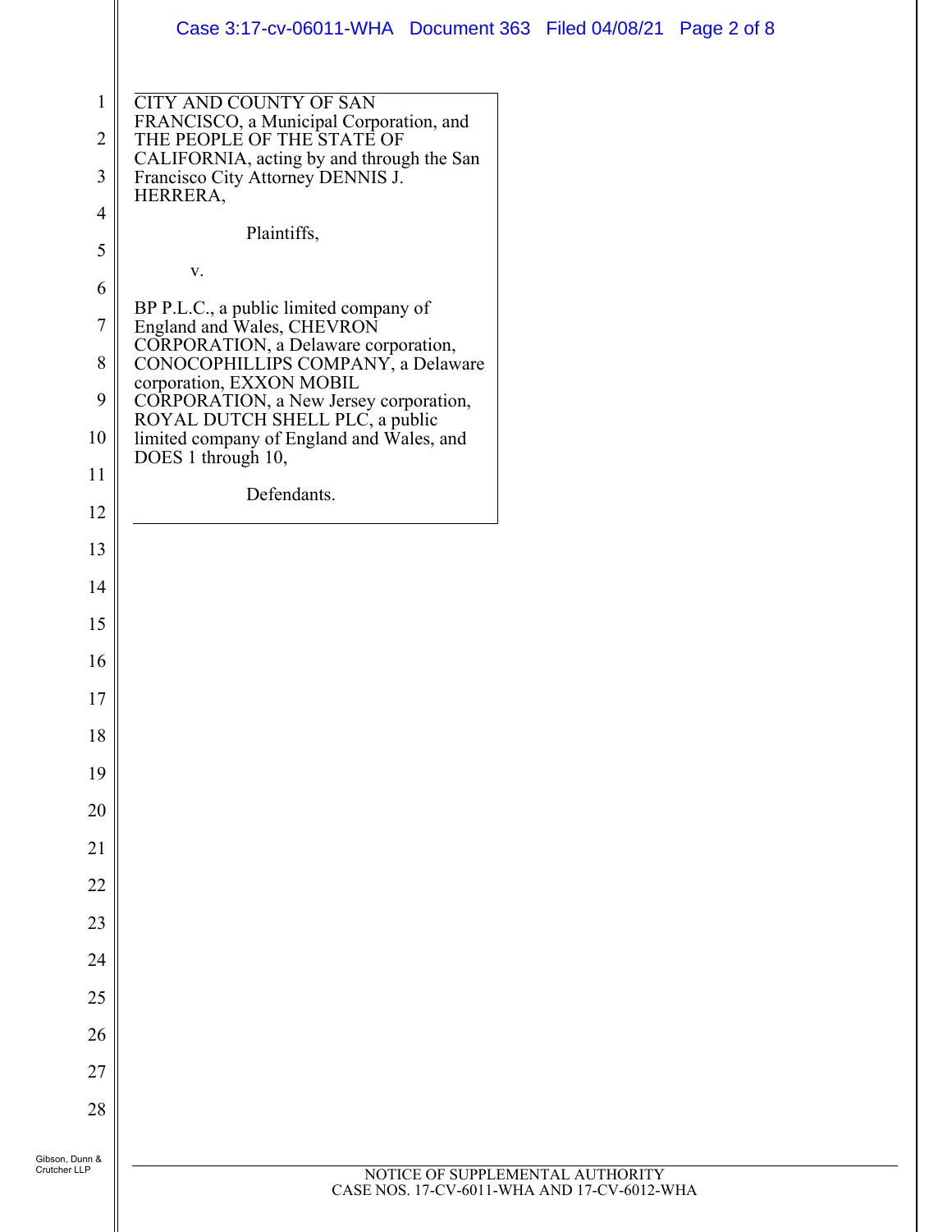CITY AND COUNTY OF SAN FRANCISCO, a Municipal Corporation, and THE PEOPLE OF THE STATE OF CALIFORNIA, acting by and through the San Francisco City Attorney DENNIS J. HERRERA,

Plaintiffs,

v.

BP P.L.C., a public limited company of England and Wales, CHEVRON CORPORATION, a Delaware corporation, CONOCOPHILLIPS COMPANY, a Delaware corporation, EXXON MOBIL CORPORATION, a New Jersey corporation, ROYAL DUTCH SHELL PLC, a public limited company of England and Wales, and DOES 1 through 10,

Defendants.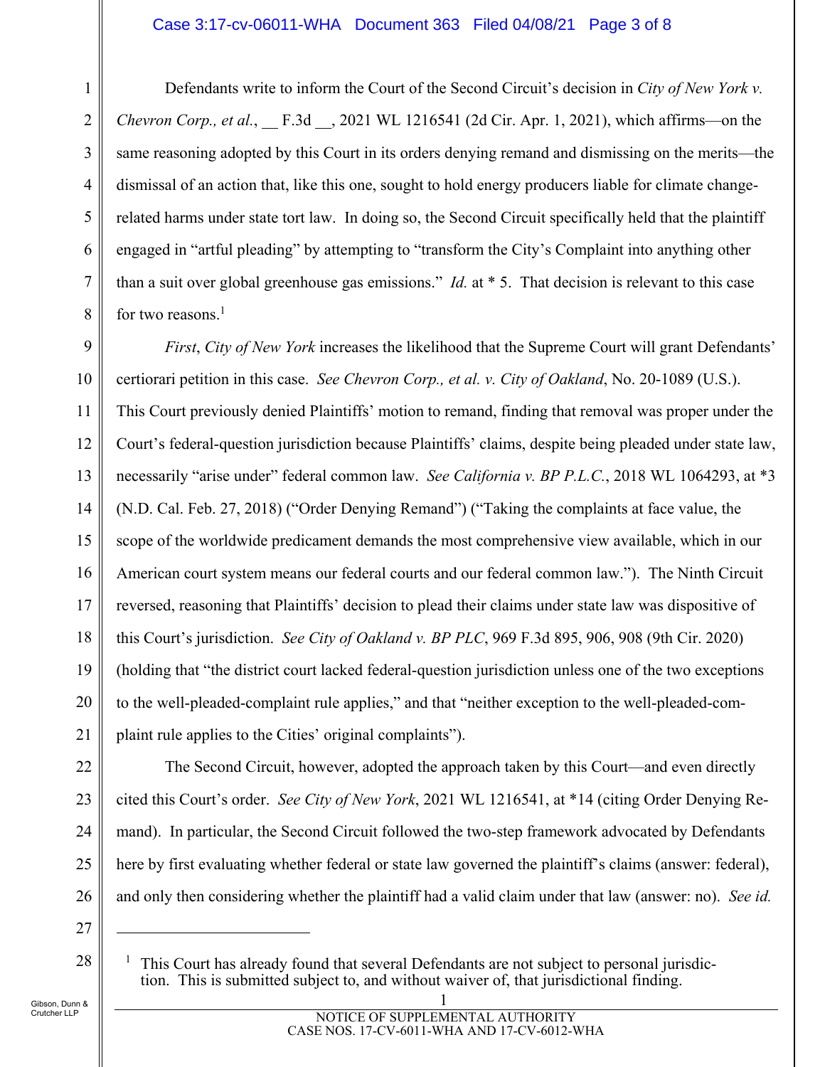Defendants write to inform the Court of the Second Circuit's decision in *City of New York v. Chevron Corp., et al.*, __ F.3d __, 2021 WL 1216541 (2d Cir. Apr. 1, 2021), which affirms—on the same reasoning adopted by this Court in its orders denying remand and dismissing on the merits—the dismissal of an action that, like this one, sought to hold energy producers liable for climate change-related harms under state tort law. In doing so, the Second Circuit specifically held that the plaintiff engaged in "artful pleading" by attempting to "transform the City's Complaint into anything other than a suit over global greenhouse gas emissions." *Id.* at * 5. That decision is relevant to this case for two reasons.[1]

*First*, *City of New York* increases the likelihood that the Supreme Court will grant Defendants' certiorari petition in this case. *See Chevron Corp., et al. v. City of Oakland*, No. 20-1089 (U.S.). This Court previously denied Plaintiffs' motion to remand, finding that removal was proper under the Court's federal-question jurisdiction because Plaintiffs' claims, despite being pleaded under state law, necessarily "arise under" federal common law. *See California v. BP P.L.C.*, 2018 WL 1064293, at *3 (N.D. Cal. Feb. 27, 2018) ("Order Denying Remand") ("Taking the complaints at face value, the scope of the worldwide predicament demands the most comprehensive view available, which in our American court system means our federal courts and our federal common law."). The Ninth Circuit reversed, reasoning that Plaintiffs' decision to plead their claims under state law was dispositive of this Court's jurisdiction. *See City of Oakland v. BP PLC*, 969 F.3d 895, 906, 908 (9th Cir. 2020) (holding that "the district court lacked federal-question jurisdiction unless one of the two exceptions to the well-pleaded-complaint rule applies," and that "neither exception to the well-pleaded-complaint rule applies to the Cities' original complaints").

The Second Circuit, however, adopted the approach taken by this Court—and even directly cited this Court's order. *See City of New York*, 2021 WL 1216541, at *14 (citing Order Denying Remand). In particular, the Second Circuit followed the two-step framework advocated by Defendants here by first evaluating whether federal or state law governed the plaintiff's claims (answer: federal), and only then considering whether the plaintiff had a valid claim under that law (answer: no). *See id.*

---

[1] This Court has already found that several Defendants are not subject to personal jurisdiction. This is submitted subject to, and without waiver of, that jurisdictional finding.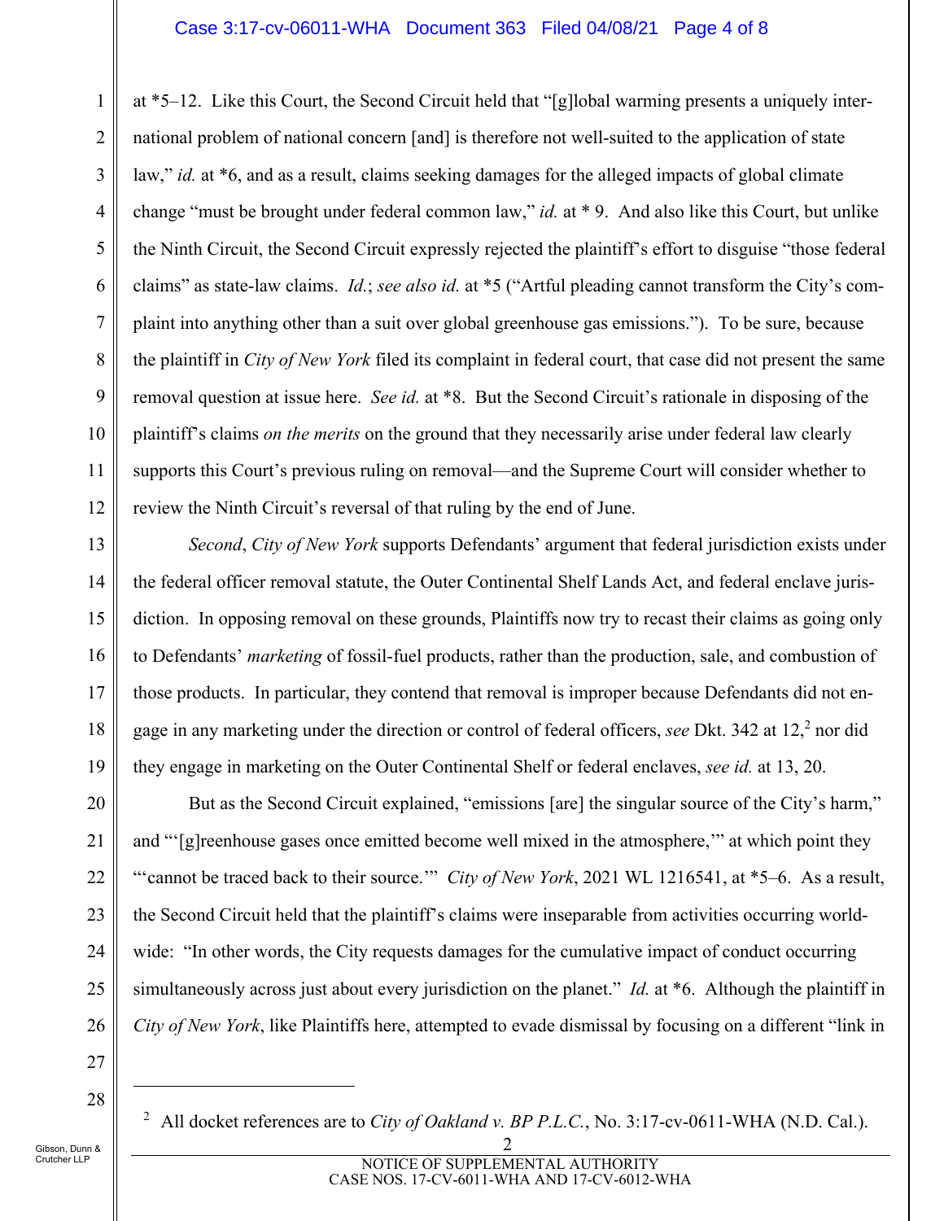at *5–12. Like this Court, the Second Circuit held that "[g]lobal warming presents a uniquely international problem of national concern [and] is therefore not well-suited to the application of state law," *id.* at *6, and as a result, claims seeking damages for the alleged impacts of global climate change "must be brought under federal common law," *id.* at * 9. And also like this Court, but unlike the Ninth Circuit, the Second Circuit expressly rejected the plaintiff's effort to disguise "those federal claims" as state-law claims. *Id.*; *see also id.* at *5 ("Artful pleading cannot transform the City's complaint into anything other than a suit over global greenhouse gas emissions."). To be sure, because the plaintiff in *City of New York* filed its complaint in federal court, that case did not present the same removal question at issue here. *See id.* at *8. But the Second Circuit's rationale in disposing of the plaintiff's claims *on the merits* on the ground that they necessarily arise under federal law clearly supports this Court's previous ruling on removal—and the Supreme Court will consider whether to review the Ninth Circuit's reversal of that ruling by the end of June.

*Second*, *City of New York* supports Defendants' argument that federal jurisdiction exists under the federal officer removal statute, the Outer Continental Shelf Lands Act, and federal enclave jurisdiction. In opposing removal on these grounds, Plaintiffs now try to recast their claims as going only to Defendants' *marketing* of fossil-fuel products, rather than the production, sale, and combustion of those products. In particular, they contend that removal is improper because Defendants did not engage in any marketing under the direction or control of federal officers, *see* Dkt. 342 at 12,[2] nor did they engage in marketing on the Outer Continental Shelf or federal enclaves, *see id.* at 13, 20.

But as the Second Circuit explained, "emissions [are] the singular source of the City's harm," and "'[g]reenhouse gases once emitted become well mixed in the atmosphere,'" at which point they "'cannot be traced back to their source.'" *City of New York*, 2021 WL 1216541, at *5–6. As a result, the Second Circuit held that the plaintiff's claims were inseparable from activities occurring worldwide: "In other words, the City requests damages for the cumulative impact of conduct occurring simultaneously across just about every jurisdiction on the planet." *Id.* at *6. Although the plaintiff in *City of New York*, like Plaintiffs here, attempted to evade dismissal by focusing on a different "link in

[2] All docket references are to *City of Oakland v. BP P.L.C.*, No. 3:17-cv-0611-WHA (N.D. Cal.).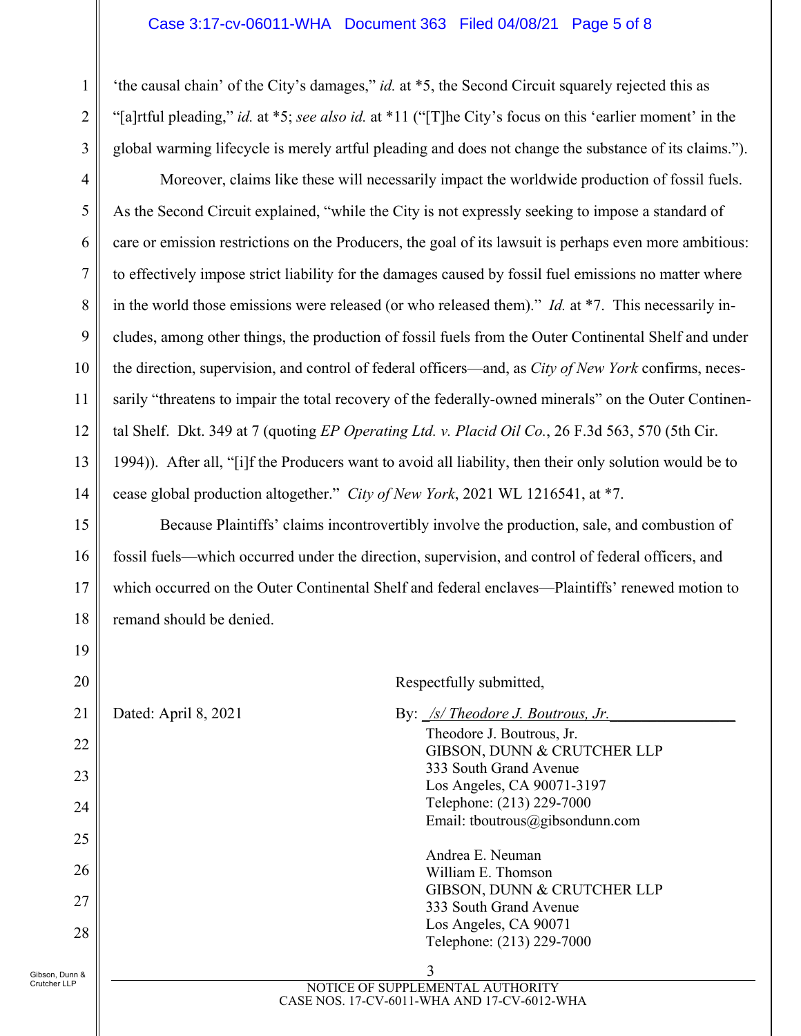'the causal chain' of the City's damages," *id.* at \*5, the Second Circuit squarely rejected this as "[a]rtful pleading," *id.* at \*5; *see also id.* at \*11 ("[T]he City's focus on this 'earlier moment' in the global warming lifecycle is merely artful pleading and does not change the substance of its claims.").

Moreover, claims like these will necessarily impact the worldwide production of fossil fuels. As the Second Circuit explained, "while the City is not expressly seeking to impose a standard of care or emission restrictions on the Producers, the goal of its lawsuit is perhaps even more ambitious: to effectively impose strict liability for the damages caused by fossil fuel emissions no matter where in the world those emissions were released (or who released them)." *Id.* at \*7. This necessarily includes, among other things, the production of fossil fuels from the Outer Continental Shelf and under the direction, supervision, and control of federal officers—and, as *City of New York* confirms, necessarily "threatens to impair the total recovery of the federally-owned minerals" on the Outer Continental Shelf. Dkt. 349 at 7 (quoting *EP Operating Ltd. v. Placid Oil Co.*, 26 F.3d 563, 570 (5th Cir. 1994)). After all, "[i]f the Producers want to avoid all liability, then their only solution would be to cease global production altogether." *City of New York*, 2021 WL 1216541, at \*7.

Because Plaintiffs' claims incontrovertibly involve the production, sale, and combustion of fossil fuels—which occurred under the direction, supervision, and control of federal officers, and which occurred on the Outer Continental Shelf and federal enclaves—Plaintiffs' renewed motion to remand should be denied.

Respectfully submitted,

Dated: April 8, 2021

By: */s/ Theodore J. Boutrous, Jr.*

Theodore J. Boutrous, Jr.
GIBSON, DUNN & CRUTCHER LLP
333 South Grand Avenue
Los Angeles, CA 90071-3197
Telephone: (213) 229-7000
Email: tboutrous@gibsondunn.com

Andrea E. Neuman
William E. Thomson
GIBSON, DUNN & CRUTCHER LLP
333 South Grand Avenue
Los Angeles, CA 90071
Telephone: (213) 229-7000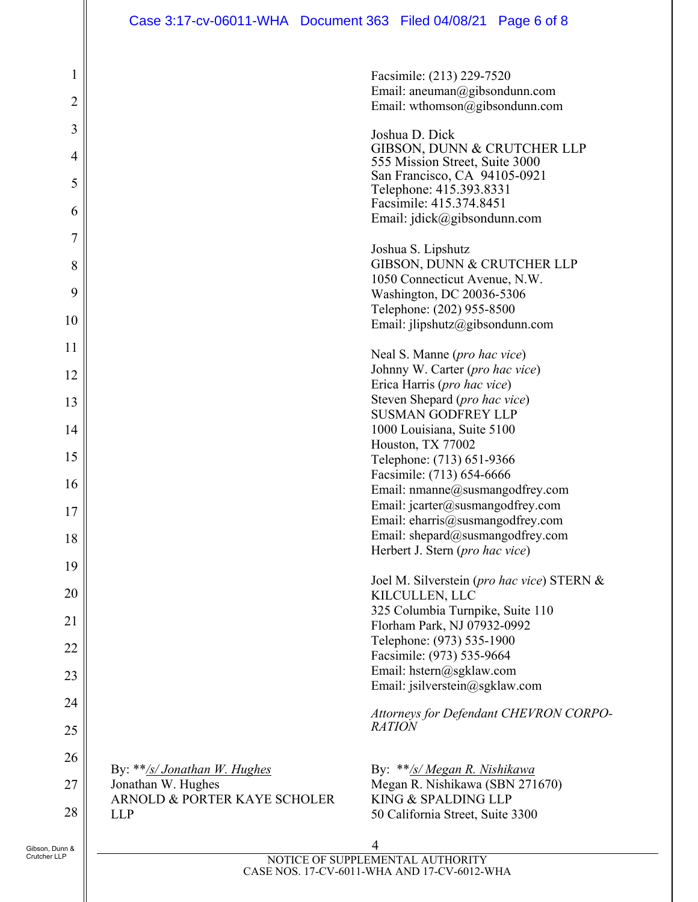Facsimile: (213) 229-7520
Email: aneuman@gibsondunn.com
Email: wthomson@gibsondunn.com

Joshua D. Dick
GIBSON, DUNN & CRUTCHER LLP
555 Mission Street, Suite 3000
San Francisco, CA 94105-0921
Telephone: 415.393.8331
Facsimile: 415.374.8451
Email: jdick@gibsondunn.com

Joshua S. Lipshutz
GIBSON, DUNN & CRUTCHER LLP
1050 Connecticut Avenue, N.W.
Washington, DC 20036-5306
Telephone: (202) 955-8500
Email: jlipshutz@gibsondunn.com

Neal S. Manne (*pro hac vice*)
Johnny W. Carter (*pro hac vice*)
Erica Harris (*pro hac vice*)
Steven Shepard (*pro hac vice*)
SUSMAN GODFREY LLP
1000 Louisiana, Suite 5100
Houston, TX 77002
Telephone: (713) 651-9366
Facsimile: (713) 654-6666
Email: nmanne@susmangodfrey.com
Email: jcarter@susmangodfrey.com
Email: eharris@susmangodfrey.com
Email: shepard@susmangodfrey.com
Herbert J. Stern (*pro hac vice*)

Joel M. Silverstein (*pro hac vice*) STERN & KILCULLEN, LLC
325 Columbia Turnpike, Suite 110
Florham Park, NJ 07932-0992
Telephone: (973) 535-1900
Facsimile: (973) 535-9664
Email: hstern@sgklaw.com
Email: jsilverstein@sgklaw.com

*Attorneys for Defendant CHEVRON CORPORATION*

By: \*\*/s/ Jonathan W. Hughes
Jonathan W. Hughes
ARNOLD & PORTER KAYE SCHOLER LLP

By: \*\*/s/ Megan R. Nishikawa
Megan R. Nishikawa (SBN 271670)
KING & SPALDING LLP
50 California Street, Suite 3300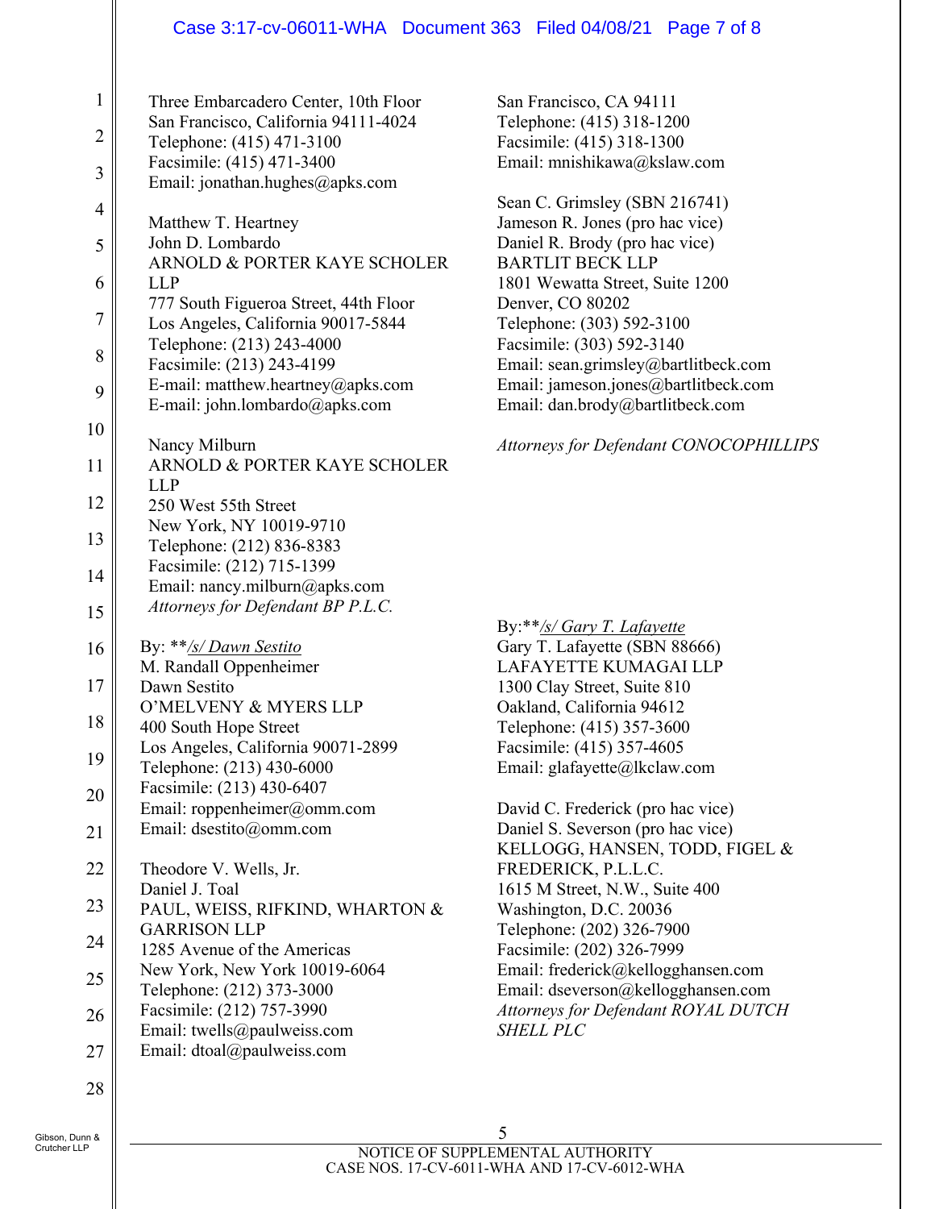Three Embarcadero Center, 10th Floor
San Francisco, California 94111-4024
Telephone: (415) 471-3100
Facsimile: (415) 471-3400
Email: jonathan.hughes@apks.com

Matthew T. Heartney
John D. Lombardo
ARNOLD & PORTER KAYE SCHOLER LLP
777 South Figueroa Street, 44th Floor
Los Angeles, California 90017-5844
Telephone: (213) 243-4000
Facsimile: (213) 243-4199
E-mail: matthew.heartney@apks.com
E-mail: john.lombardo@apks.com

Nancy Milburn
ARNOLD & PORTER KAYE SCHOLER LLP
250 West 55th Street
New York, NY 10019-9710
Telephone: (212) 836-8383
Facsimile: (212) 715-1399
Email: nancy.milburn@apks.com
*Attorneys for Defendant BP P.L.C.*

By: ***/s/ Dawn Sestito*
M. Randall Oppenheimer
Dawn Sestito
O'MELVENY & MYERS LLP
400 South Hope Street
Los Angeles, California 90071-2899
Telephone: (213) 430-6000
Facsimile: (213) 430-6407
Email: roppenheimer@omm.com
Email: dsestito@omm.com

Theodore V. Wells, Jr.
Daniel J. Toal
PAUL, WEISS, RIFKIND, WHARTON & GARRISON LLP
1285 Avenue of the Americas
New York, New York 10019-6064
Telephone: (212) 373-3000
Facsimile: (212) 757-3990
Email: twells@paulweiss.com
Email: dtoal@paulweiss.com

San Francisco, CA 94111
Telephone: (415) 318-1200
Facsimile: (415) 318-1300
Email: mnishikawa@kslaw.com

Sean C. Grimsley (SBN 216741)
Jameson R. Jones (pro hac vice)
Daniel R. Brody (pro hac vice)
BARTLIT BECK LLP
1801 Wewatta Street, Suite 1200
Denver, CO 80202
Telephone: (303) 592-3100
Facsimile: (303) 592-3140
Email: sean.grimsley@bartlitbeck.com
Email: jameson.jones@bartlitbeck.com
Email: dan.brody@bartlitbeck.com

*Attorneys for Defendant CONOCOPHILLIPS*

By:***/s/ Gary T. Lafayette*
Gary T. Lafayette (SBN 88666)
LAFAYETTE KUMAGAI LLP
1300 Clay Street, Suite 810
Oakland, California 94612
Telephone: (415) 357-3600
Facsimile: (415) 357-4605
Email: glafayette@lkclaw.com

David C. Frederick (pro hac vice)
Daniel S. Severson (pro hac vice)
KELLOGG, HANSEN, TODD, FIGEL & FREDERICK, P.L.L.C.
1615 M Street, N.W., Suite 400
Washington, D.C. 20036
Telephone: (202) 326-7900
Facsimile: (202) 326-7999
Email: frederick@kellogghansen.com
Email: dseverson@kellogghansen.com
*Attorneys for Defendant ROYAL DUTCH SHELL PLC*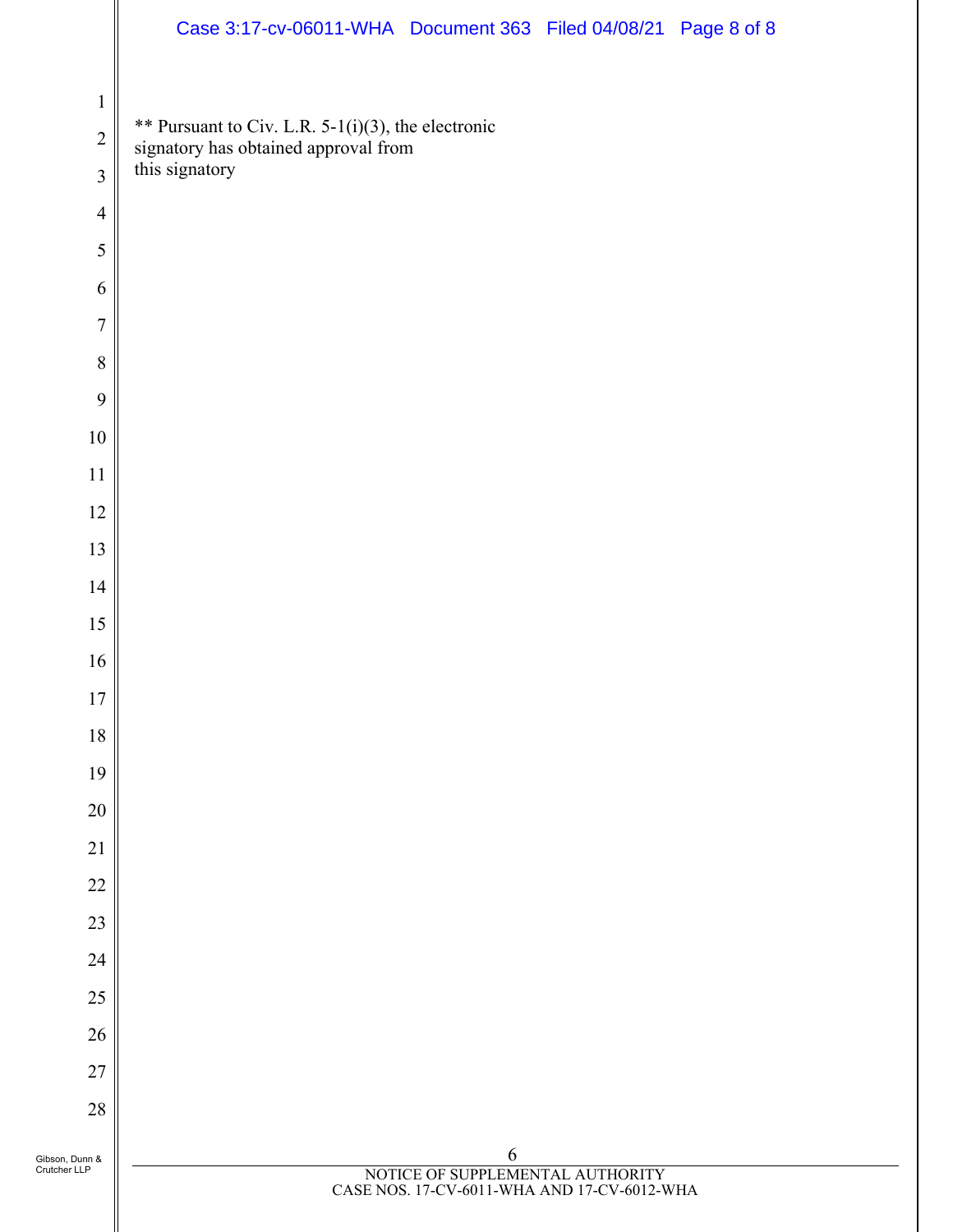** Pursuant to Civ. L.R. 5-1(i)(3), the electronic signatory has obtained approval from this signatory